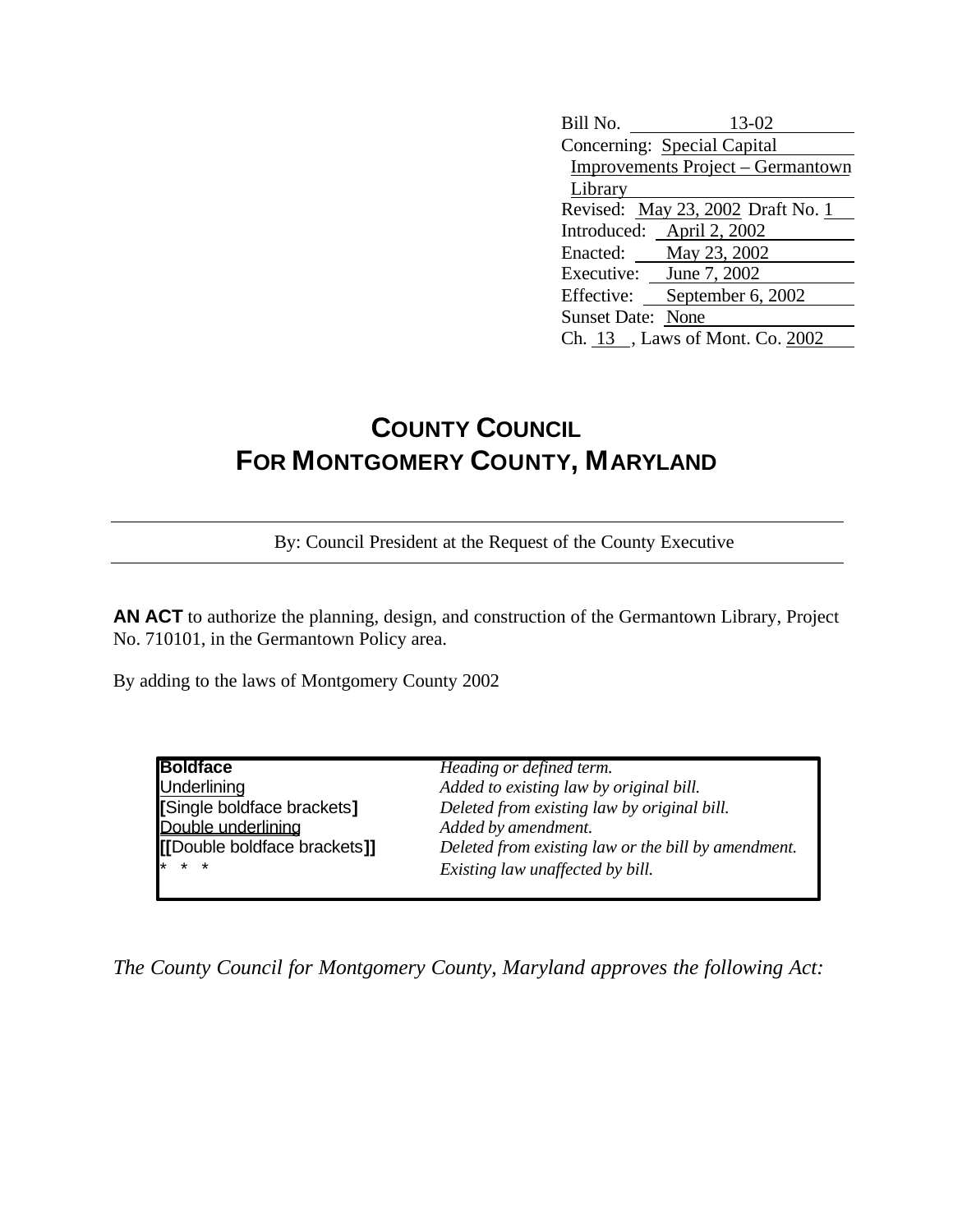Bill No. 13-02
Concerning: Special Capital Improvements Project – Germantown Library
Revised: May 23, 2002 Draft No. 1
Introduced: April 2, 2002
Enacted: May 23, 2002
Executive: June 7, 2002
Effective: September 6, 2002
Sunset Date: None
Ch. 13 , Laws of Mont. Co. 2002

# COUNTY COUNCIL
# FOR MONTGOMERY COUNTY, MARYLAND

By: Council President at the Request of the County Executive

**AN ACT** to authorize the planning, design, and construction of the Germantown Library, Project No. 710101, in the Germantown Policy area.

By adding to the laws of Montgomery County 2002

| | |
|---|---|
| **Boldface** | *Heading or defined term.* |
| Underlining | *Added to existing law by original bill.* |
| **[**Single boldface brackets**]** | *Deleted from existing law by original bill.* |
| Double underlining | *Added by amendment.* |
| **[[**Double boldface brackets**]]** | *Deleted from existing law or the bill by amendment.* |
| * * * | *Existing law unaffected by bill.* |

*The County Council for Montgomery County, Maryland approves the following Act:*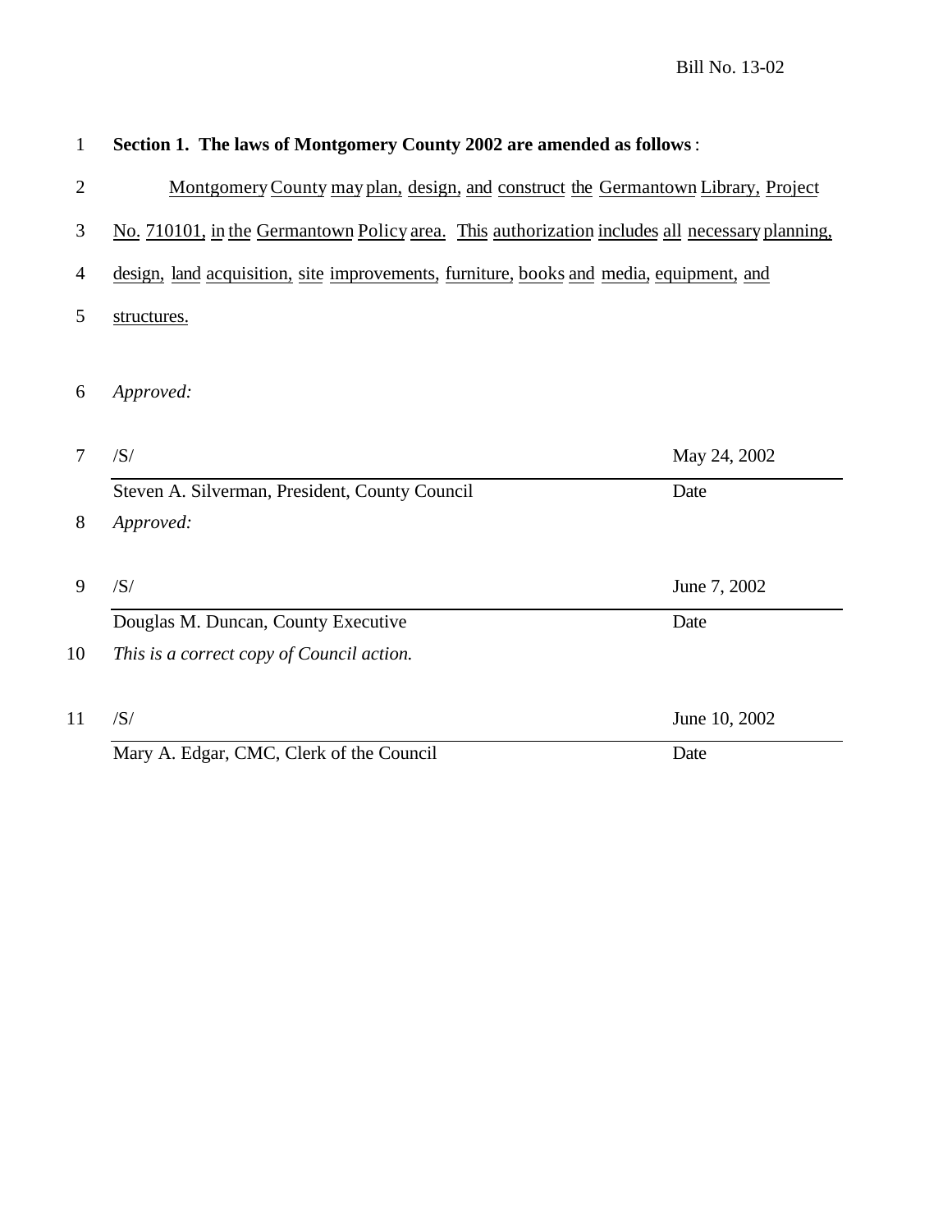Bill No. 13-02

1 **Section 1. The laws of Montgomery County 2002 are amended as follows**:

2 Montgomery County may plan, design, and construct the Germantown Library, Project
3 No. 710101, in the Germantown Policy area. This authorization includes all necessary planning,
4 design, land acquisition, site improvements, furniture, books and media, equipment, and
5 structures.

6 *Approved:*

7 /S/ May 24, 2002

Steven A. Silverman, President, County Council Date

8 *Approved:*

9 /S/ June 7, 2002

Douglas M. Duncan, County Executive Date

10 *This is a correct copy of Council action.*

11 /S/ June 10, 2002

Mary A. Edgar, CMC, Clerk of the Council Date